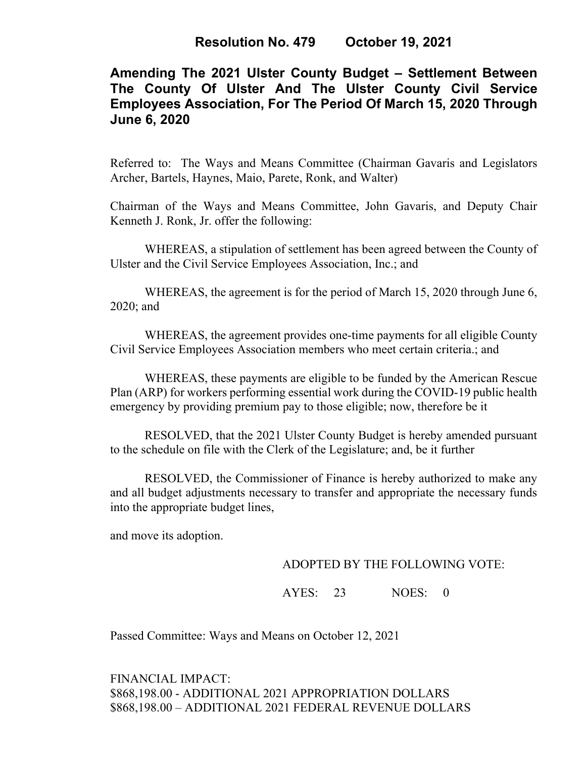**Resolution No. 479 October 19, 2021**

# Amending The 2021 Ulster County Budget – Settlement Between The County Of Ulster And The Ulster County Civil Service Employees Association, For The Period Of March 15, 2020 Through June 6, 2020

Referred to: The Ways and Means Committee (Chairman Gavaris and Legislators Archer, Bartels, Haynes, Maio, Parete, Ronk, and Walter)

Chairman of the Ways and Means Committee, John Gavaris, and Deputy Chair Kenneth J. Ronk, Jr. offer the following:

WHEREAS, a stipulation of settlement has been agreed between the County of Ulster and the Civil Service Employees Association, Inc.; and

WHEREAS, the agreement is for the period of March 15, 2020 through June 6, 2020; and

WHEREAS, the agreement provides one-time payments for all eligible County Civil Service Employees Association members who meet certain criteria.; and

WHEREAS, these payments are eligible to be funded by the American Rescue Plan (ARP) for workers performing essential work during the COVID-19 public health emergency by providing premium pay to those eligible; now, therefore be it

RESOLVED, that the 2021 Ulster County Budget is hereby amended pursuant to the schedule on file with the Clerk of the Legislature; and, be it further

RESOLVED, the Commissioner of Finance is hereby authorized to make any and all budget adjustments necessary to transfer and appropriate the necessary funds into the appropriate budget lines,

and move its adoption.

ADOPTED BY THE FOLLOWING VOTE:

AYES: 23 NOES: 0

Passed Committee: Ways and Means on October 12, 2021

FINANCIAL IMPACT:
$868,198.00 - ADDITIONAL 2021 APPROPRIATION DOLLARS
$868,198.00 – ADDITIONAL 2021 FEDERAL REVENUE DOLLARS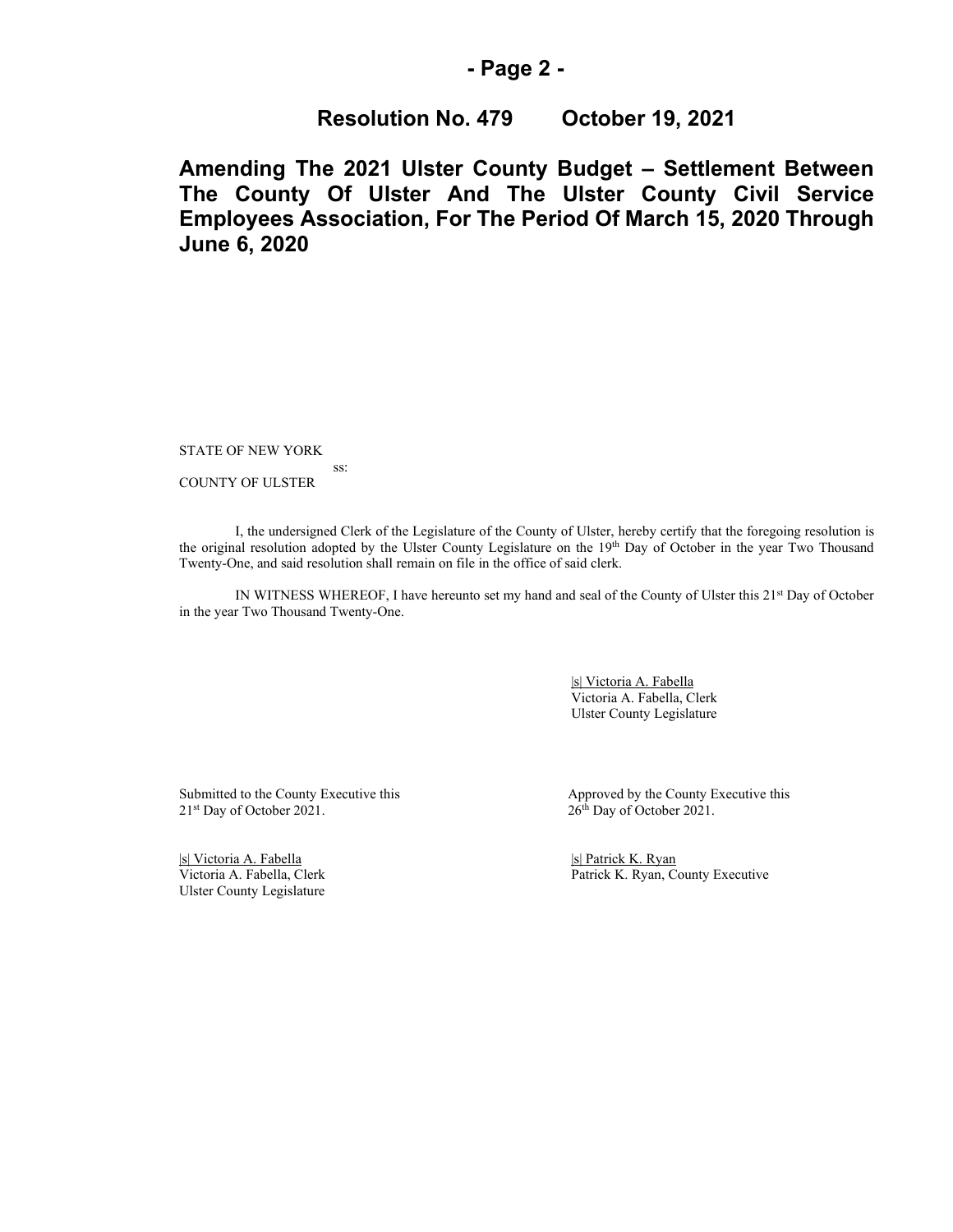## Resolution No. 479 October 19, 2021

# Amending The 2021 Ulster County Budget – Settlement Between The County Of Ulster And The Ulster County Civil Service Employees Association, For The Period Of March 15, 2020 Through June 6, 2020

STATE OF NEW YORK
ss:
COUNTY OF ULSTER

I, the undersigned Clerk of the Legislature of the County of Ulster, hereby certify that the foregoing resolution is the original resolution adopted by the Ulster County Legislature on the 19th Day of October in the year Two Thousand Twenty-One, and said resolution shall remain on file in the office of said clerk.

IN WITNESS WHEREOF, I have hereunto set my hand and seal of the County of Ulster this 21st Day of October in the year Two Thousand Twenty-One.

|s| Victoria A. Fabella
Victoria A. Fabella, Clerk
Ulster County Legislature

Submitted to the County Executive this
21st Day of October 2021.

|s| Victoria A. Fabella
Victoria A. Fabella, Clerk
Ulster County Legislature

Approved by the County Executive this
26th Day of October 2021.

|s| Patrick K. Ryan
Patrick K. Ryan, County Executive